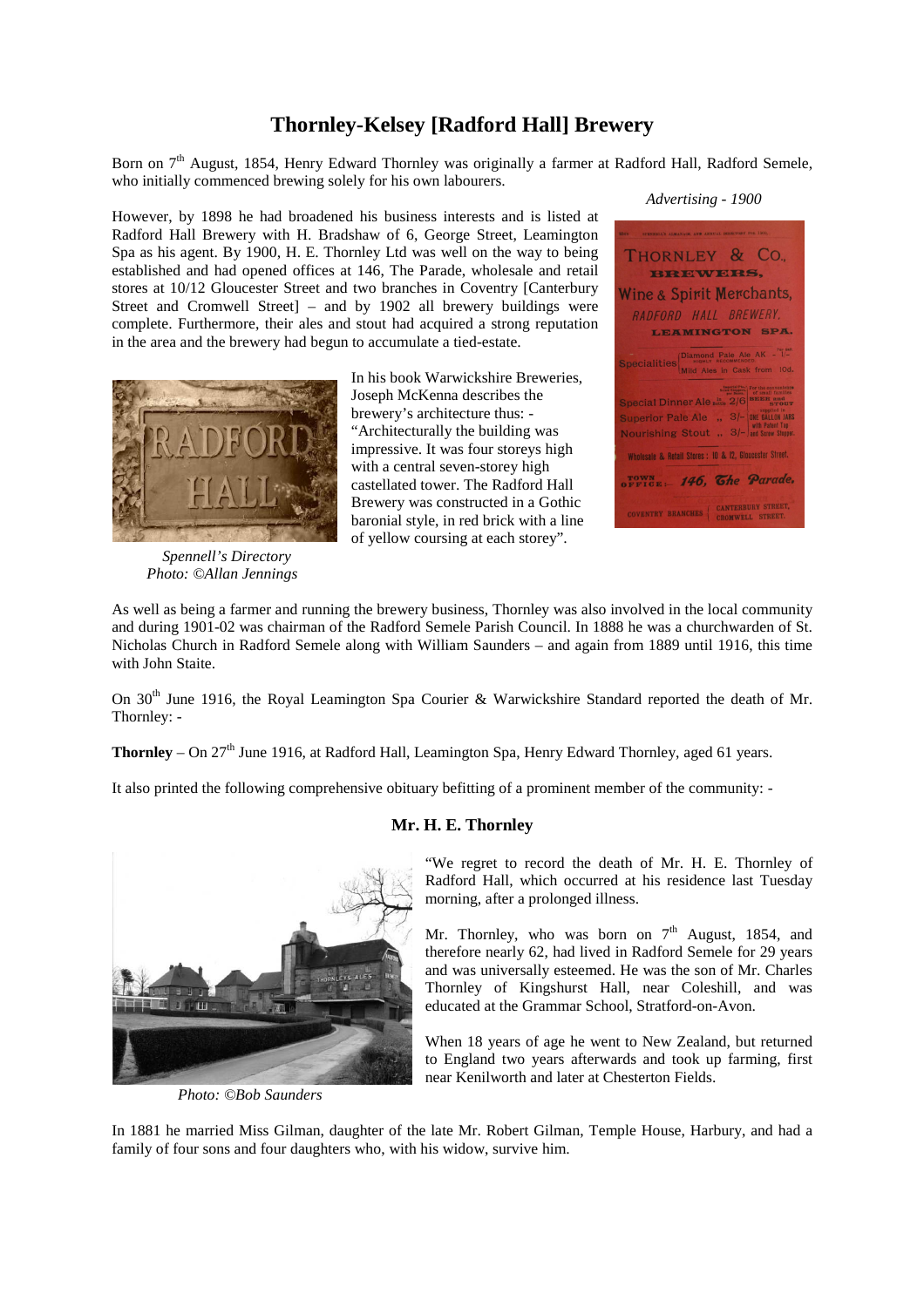# Thornley-Kelsey [Radford Hall] Brewery

Born on 7th August, 1854, Henry Edward Thornley was originally a farmer at Radford Hall, Radford Semele, who initially commenced brewing solely for his own labourers.

However, by 1898 he had broadened his business interests and is listed at Radford Hall Brewery with H. Bradshaw of 6, George Street, Leamington Spa as his agent. By 1900, H. E. Thornley Ltd was well on the way to being established and had opened offices at 146, The Parade, wholesale and retail stores at 10/12 Gloucester Street and two branches in Coventry [Canterbury Street and Cromwell Street] – and by 1902 all brewery buildings were complete. Furthermore, their ales and stout had acquired a strong reputation in the area and the brewery had begun to accumulate a tied-estate.

*Advertising - 1900*

In his book Warwickshire Breweries, Joseph McKenna describes the brewery's architecture thus: - "Architecturally the building was impressive. It was four storeys high with a central seven-storey high castellated tower. The Radford Hall Brewery was constructed in a Gothic baronial style, in red brick with a line of yellow coursing at each storey".

*Spennell's Directory*
*Photo: ©Allan Jennings*

As well as being a farmer and running the brewery business, Thornley was also involved in the local community and during 1901-02 was chairman of the Radford Semele Parish Council. In 1888 he was a churchwarden of St. Nicholas Church in Radford Semele along with William Saunders – and again from 1889 until 1916, this time with John Staite.

On 30th June 1916, the Royal Leamington Spa Courier & Warwickshire Standard reported the death of Mr. Thornley: -

**Thornley** – On 27th June 1916, at Radford Hall, Leamington Spa, Henry Edward Thornley, aged 61 years.

It also printed the following comprehensive obituary befitting of a prominent member of the community: -

### Mr. H. E. Thornley

"We regret to record the death of Mr. H. E. Thornley of Radford Hall, which occurred at his residence last Tuesday morning, after a prolonged illness.

Mr. Thornley, who was born on 7th August, 1854, and therefore nearly 62, had lived in Radford Semele for 29 years and was universally esteemed. He was the son of Mr. Charles Thornley of Kingshurst Hall, near Coleshill, and was educated at the Grammar School, Stratford-on-Avon.

When 18 years of age he went to New Zealand, but returned to England two years afterwards and took up farming, first near Kenilworth and later at Chesterton Fields.

*Photo: ©Bob Saunders*

In 1881 he married Miss Gilman, daughter of the late Mr. Robert Gilman, Temple House, Harbury, and had a family of four sons and four daughters who, with his widow, survive him.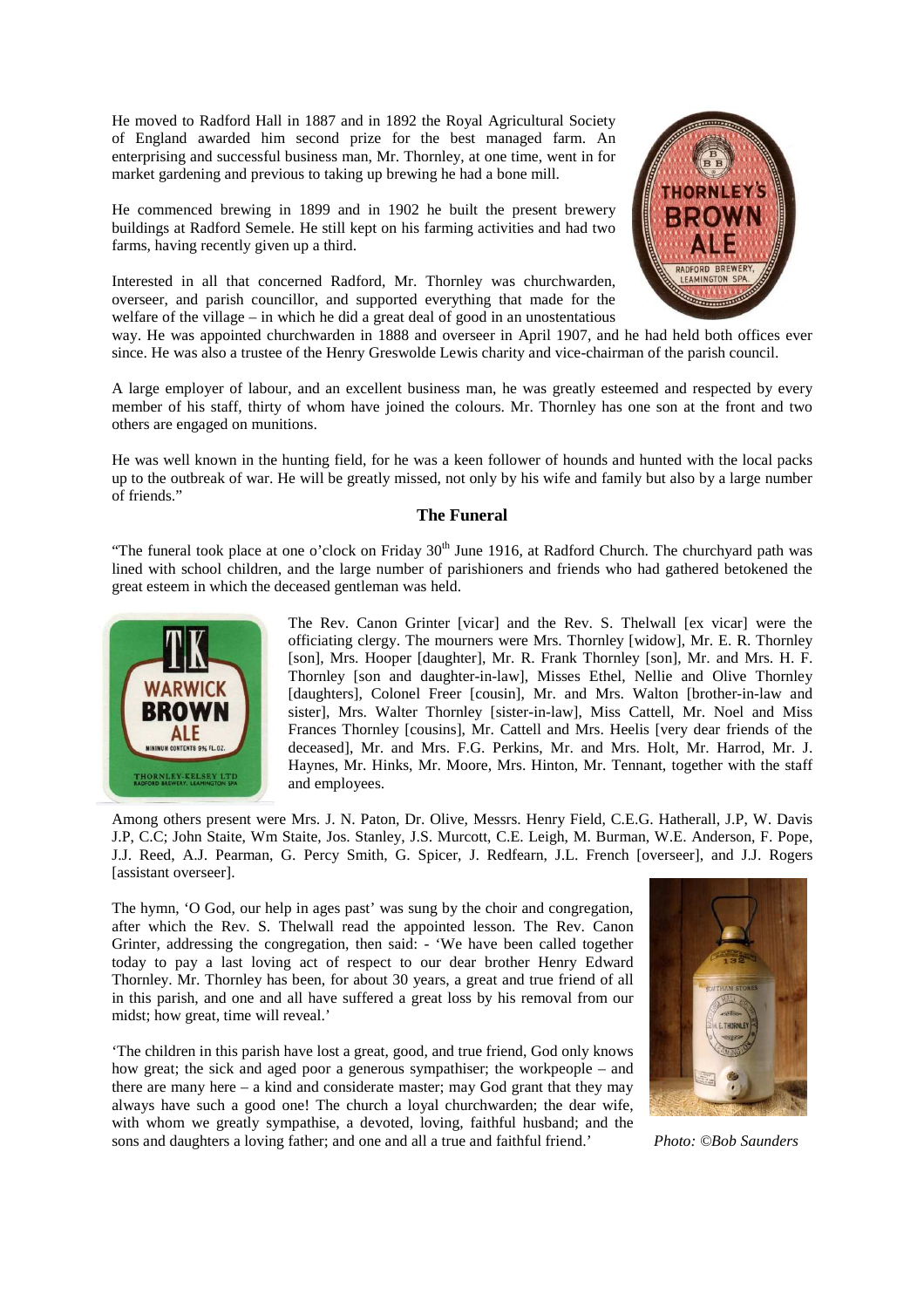He moved to Radford Hall in 1887 and in 1892 the Royal Agricultural Society of England awarded him second prize for the best managed farm. An enterprising and successful business man, Mr. Thornley, at one time, went in for market gardening and previous to taking up brewing he had a bone mill.

He commenced brewing in 1899 and in 1902 he built the present brewery buildings at Radford Semele. He still kept on his farming activities and had two farms, having recently given up a third.

Interested in all that concerned Radford, Mr. Thornley was churchwarden, overseer, and parish councillor, and supported everything that made for the welfare of the village – in which he did a great deal of good in an unostentatious way. He was appointed churchwarden in 1888 and overseer in April 1907, and he had held both offices ever since. He was also a trustee of the Henry Greswolde Lewis charity and vice-chairman of the parish council.

A large employer of labour, and an excellent business man, he was greatly esteemed and respected by every member of his staff, thirty of whom have joined the colours. Mr. Thornley has one son at the front and two others are engaged on munitions.

He was well known in the hunting field, for he was a keen follower of hounds and hunted with the local packs up to the outbreak of war. He will be greatly missed, not only by his wife and family but also by a large number of friends."

## The Funeral

"The funeral took place at one o'clock on Friday 30th June 1916, at Radford Church. The churchyard path was lined with school children, and the large number of parishioners and friends who had gathered betokened the great esteem in which the deceased gentleman was held.

The Rev. Canon Grinter [vicar] and the Rev. S. Thelwall [ex vicar] were the officiating clergy. The mourners were Mrs. Thornley [widow], Mr. E. R. Thornley [son], Mrs. Hooper [daughter], Mr. R. Frank Thornley [son], Mr. and Mrs. H. F. Thornley [son and daughter-in-law], Misses Ethel, Nellie and Olive Thornley [daughters], Colonel Freer [cousin], Mr. and Mrs. Walton [brother-in-law and sister], Mrs. Walter Thornley [sister-in-law], Miss Cattell, Mr. Noel and Miss Frances Thornley [cousins], Mr. Cattell and Mrs. Heelis [very dear friends of the deceased], Mr. and Mrs. F.G. Perkins, Mr. and Mrs. Holt, Mr. Harrod, Mr. J. Haynes, Mr. Hinks, Mr. Moore, Mrs. Hinton, Mr. Tennant, together with the staff and employees.

Among others present were Mrs. J. N. Paton, Dr. Olive, Messrs. Henry Field, C.E.G. Hatherall, J.P, W. Davis J.P, C.C; John Staite, Wm Staite, Jos. Stanley, J.S. Murcott, C.E. Leigh, M. Burman, W.E. Anderson, F. Pope, J.J. Reed, A.J. Pearman, G. Percy Smith, G. Spicer, J. Redfearn, J.L. French [overseer], and J.J. Rogers [assistant overseer].

The hymn, 'O God, our help in ages past' was sung by the choir and congregation, after which the Rev. S. Thelwall read the appointed lesson. The Rev. Canon Grinter, addressing the congregation, then said: - 'We have been called together today to pay a last loving act of respect to our dear brother Henry Edward Thornley. Mr. Thornley has been, for about 30 years, a great and true friend of all in this parish, and one and all have suffered a great loss by his removal from our midst; how great, time will reveal.'

'The children in this parish have lost a great, good, and true friend, God only knows how great; the sick and aged poor a generous sympathiser; the workpeople – and there are many here – a kind and considerate master; may God grant that they may always have such a good one! The church a loyal churchwarden; the dear wife, with whom we greatly sympathise, a devoted, loving, faithful husband; and the sons and daughters a loving father; and one and all a true and faithful friend.'

*Photo: ©Bob Saunders*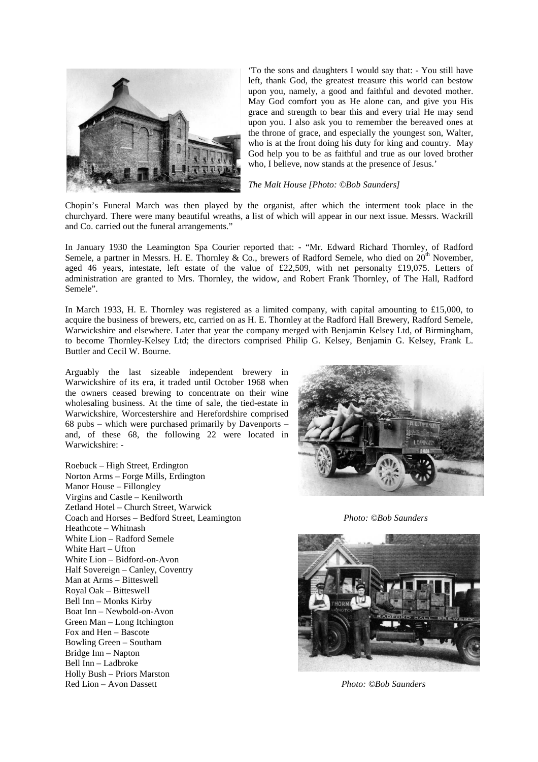'To the sons and daughters I would say that: - You still have left, thank God, the greatest treasure this world can bestow upon you, namely, a good and faithful and devoted mother. May God comfort you as He alone can, and give you His grace and strength to bear this and every trial He may send upon you. I also ask you to remember the bereaved ones at the throne of grace, and especially the youngest son, Walter, who is at the front doing his duty for king and country. May God help you to be as faithful and true as our loved brother who, I believe, now stands at the presence of Jesus.'

*The Malt House [Photo: ©Bob Saunders]*

Chopin's Funeral March was then played by the organist, after which the interment took place in the churchyard. There were many beautiful wreaths, a list of which will appear in our next issue. Messrs. Wackrill and Co. carried out the funeral arrangements."

In January 1930 the Leamington Spa Courier reported that: - "Mr. Edward Richard Thornley, of Radford Semele, a partner in Messrs. H. E. Thornley & Co., brewers of Radford Semele, who died on 20th November, aged 46 years, intestate, left estate of the value of £22,509, with net personalty £19,075. Letters of administration are granted to Mrs. Thornley, the widow, and Robert Frank Thornley, of The Hall, Radford Semele".

In March 1933, H. E. Thornley was registered as a limited company, with capital amounting to £15,000, to acquire the business of brewers, etc, carried on as H. E. Thornley at the Radford Hall Brewery, Radford Semele, Warwickshire and elsewhere. Later that year the company merged with Benjamin Kelsey Ltd, of Birmingham, to become Thornley-Kelsey Ltd; the directors comprised Philip G. Kelsey, Benjamin G. Kelsey, Frank L. Buttler and Cecil W. Bourne.

Arguably the last sizeable independent brewery in Warwickshire of its era, it traded until October 1968 when the owners ceased brewing to concentrate on their wine wholesaling business. At the time of sale, the tied-estate in Warwickshire, Worcestershire and Herefordshire comprised 68 pubs – which were purchased primarily by Davenports – and, of these 68, the following 22 were located in Warwickshire: -

Roebuck – High Street, Erdington  
Norton Arms – Forge Mills, Erdington  
Manor House – Fillongley  
Virgins and Castle – Kenilworth  
Zetland Hotel – Church Street, Warwick  
Coach and Horses – Bedford Street, Leamington  
Heathcote – Whitnash  
White Lion – Radford Semele  
White Hart – Ufton  
White Lion – Bidford-on-Avon  
Half Sovereign – Canley, Coventry  
Man at Arms – Bitteswell  
Royal Oak – Bitteswell  
Bell Inn – Monks Kirby  
Boat Inn – Newbold-on-Avon  
Green Man – Long Itchington  
Fox and Hen – Bascote  
Bowling Green – Southam  
Bridge Inn – Napton  
Bell Inn – Ladbroke  
Holly Bush – Priors Marston  
Red Lion – Avon Dassett

*Photo: ©Bob Saunders*

*Photo: ©Bob Saunders*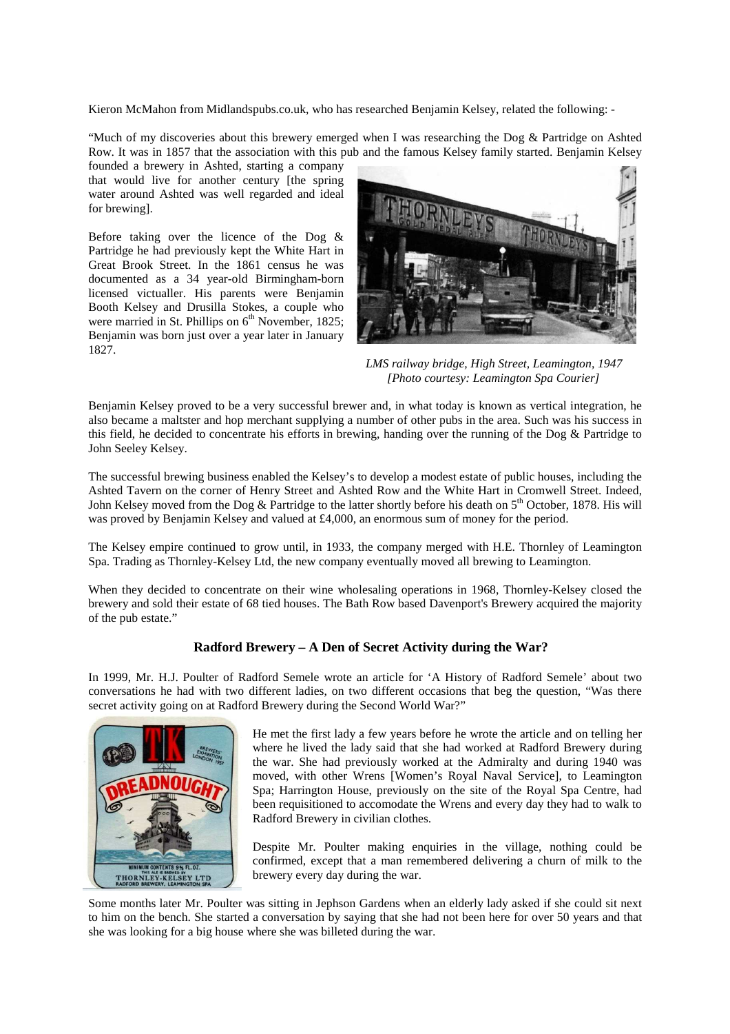Kieron McMahon from Midlandspubs.co.uk, who has researched Benjamin Kelsey, related the following: -

"Much of my discoveries about this brewery emerged when I was researching the Dog & Partridge on Ashted Row. It was in 1857 that the association with this pub and the famous Kelsey family started. Benjamin Kelsey founded a brewery in Ashted, starting a company that would live for another century [the spring water around Ashted was well regarded and ideal for brewing].

Before taking over the licence of the Dog & Partridge he had previously kept the White Hart in Great Brook Street. In the 1861 census he was documented as a 34 year-old Birmingham-born licensed victualler. His parents were Benjamin Booth Kelsey and Drusilla Stokes, a couple who were married in St. Phillips on 6th November, 1825; Benjamin was born just over a year later in January 1827.

*LMS railway bridge, High Street, Leamington, 1947*
*[Photo courtesy: Leamington Spa Courier]*

Benjamin Kelsey proved to be a very successful brewer and, in what today is known as vertical integration, he also became a maltster and hop merchant supplying a number of other pubs in the area. Such was his success in this field, he decided to concentrate his efforts in brewing, handing over the running of the Dog & Partridge to John Seeley Kelsey.

The successful brewing business enabled the Kelsey's to develop a modest estate of public houses, including the Ashted Tavern on the corner of Henry Street and Ashted Row and the White Hart in Cromwell Street. Indeed, John Kelsey moved from the Dog & Partridge to the latter shortly before his death on 5th October, 1878. His will was proved by Benjamin Kelsey and valued at £4,000, an enormous sum of money for the period.

The Kelsey empire continued to grow until, in 1933, the company merged with H.E. Thornley of Leamington Spa. Trading as Thornley-Kelsey Ltd, the new company eventually moved all brewing to Leamington.

When they decided to concentrate on their wine wholesaling operations in 1968, Thornley-Kelsey closed the brewery and sold their estate of 68 tied houses. The Bath Row based Davenport's Brewery acquired the majority of the pub estate."

### Radford Brewery – A Den of Secret Activity during the War?

In 1999, Mr. H.J. Poulter of Radford Semele wrote an article for 'A History of Radford Semele' about two conversations he had with two different ladies, on two different occasions that beg the question, "Was there secret activity going on at Radford Brewery during the Second World War?"

He met the first lady a few years before he wrote the article and on telling her where he lived the lady said that she had worked at Radford Brewery during the war. She had previously worked at the Admiralty and during 1940 was moved, with other Wrens [Women's Royal Naval Service], to Leamington Spa; Harrington House, previously on the site of the Royal Spa Centre, had been requisitioned to accomodate the Wrens and every day they had to walk to Radford Brewery in civilian clothes.

Despite Mr. Poulter making enquiries in the village, nothing could be confirmed, except that a man remembered delivering a churn of milk to the brewery every day during the war.

Some months later Mr. Poulter was sitting in Jephson Gardens when an elderly lady asked if she could sit next to him on the bench. She started a conversation by saying that she had not been here for over 50 years and that she was looking for a big house where she was billeted during the war.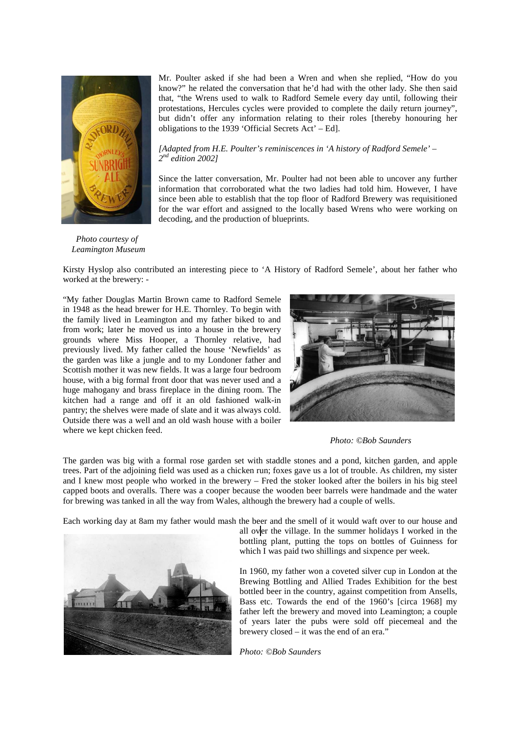Mr. Poulter asked if she had been a Wren and when she replied, "How do you know?" he related the conversation that he'd had with the other lady. She then said that, "the Wrens used to walk to Radford Semele every day until, following their protestations, Hercules cycles were provided to complete the daily return journey", but didn't offer any information relating to their roles [thereby honouring her obligations to the 1939 'Official Secrets Act' – Ed].

*[Adapted from H.E. Poulter's reminiscences in 'A history of Radford Semele' – 2nd edition 2002]*

Since the latter conversation, Mr. Poulter had not been able to uncover any further information that corroborated what the two ladies had told him. However, I have since been able to establish that the top floor of Radford Brewery was requisitioned for the war effort and assigned to the locally based Wrens who were working on decoding, and the production of blueprints.

*Photo courtesy of Leamington Museum*

Kirsty Hyslop also contributed an interesting piece to 'A History of Radford Semele', about her father who worked at the brewery: -

"My father Douglas Martin Brown came to Radford Semele in 1948 as the head brewer for H.E. Thornley. To begin with the family lived in Leamington and my father biked to and from work; later he moved us into a house in the brewery grounds where Miss Hooper, a Thornley relative, had previously lived. My father called the house 'Newfields' as the garden was like a jungle and to my Londoner father and Scottish mother it was new fields. It was a large four bedroom house, with a big formal front door that was never used and a huge mahogany and brass fireplace in the dining room. The kitchen had a range and off it an old fashioned walk-in pantry; the shelves were made of slate and it was always cold. Outside there was a well and an old wash house with a boiler where we kept chicken feed.

*Photo: ©Bob Saunders*

The garden was big with a formal rose garden set with staddle stones and a pond, kitchen garden, and apple trees. Part of the adjoining field was used as a chicken run; foxes gave us a lot of trouble. As children, my sister and I knew most people who worked in the brewery – Fred the stoker looked after the boilers in his big steel capped boots and overalls. There was a cooper because the wooden beer barrels were handmade and the water for brewing was tanked in all the way from Wales, although the brewery had a couple of wells.

Each working day at 8am my father would mash the beer and the smell of it would waft over to our house and all over the village. In the summer holidays I worked in the bottling plant, putting the tops on bottles of Guinness for which I was paid two shillings and sixpence per week.

In 1960, my father won a coveted silver cup in London at the Brewing Bottling and Allied Trades Exhibition for the best bottled beer in the country, against competition from Ansells, Bass etc. Towards the end of the 1960's [circa 1968] my father left the brewery and moved into Leamington; a couple of years later the pubs were sold off piecemeal and the brewery closed – it was the end of an era."

*Photo: ©Bob Saunders*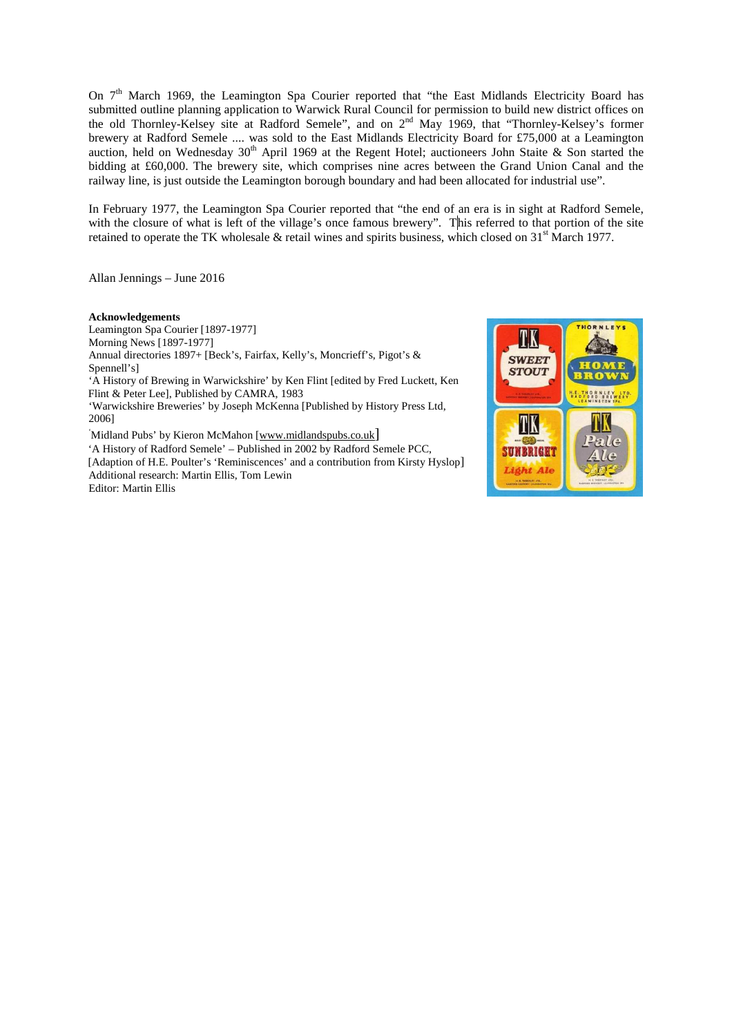On 7th March 1969, the Leamington Spa Courier reported that "the East Midlands Electricity Board has submitted outline planning application to Warwick Rural Council for permission to build new district offices on the old Thornley-Kelsey site at Radford Semele", and on 2nd May 1969, that "Thornley-Kelsey's former brewery at Radford Semele .... was sold to the East Midlands Electricity Board for £75,000 at a Leamington auction, held on Wednesday 30th April 1969 at the Regent Hotel; auctioneers John Staite & Son started the bidding at £60,000. The brewery site, which comprises nine acres between the Grand Union Canal and the railway line, is just outside the Leamington borough boundary and had been allocated for industrial use".

In February 1977, the Leamington Spa Courier reported that "the end of an era is in sight at Radford Semele, with the closure of what is left of the village's once famous brewery". This referred to that portion of the site retained to operate the TK wholesale & retail wines and spirits business, which closed on 31st March 1977.

Allan Jennings – June 2016

**Acknowledgements**

Leamington Spa Courier [1897-1977]
Morning News [1897-1977]
Annual directories 1897+ [Beck's, Fairfax, Kelly's, Moncrieff's, Pigot's & Spennell's]
'A History of Brewing in Warwickshire' by Ken Flint [edited by Fred Luckett, Ken Flint & Peter Lee], Published by CAMRA, 1983
'Warwickshire Breweries' by Joseph McKenna [Published by History Press Ltd, 2006]
'Midland Pubs' by Kieron McMahon [www.midlandspubs.co.uk]
'A History of Radford Semele' – Published in 2002 by Radford Semele PCC, [Adaption of H.E. Poulter's 'Reminiscences' and a contribution from Kirsty Hyslop]
Additional research: Martin Ellis, Tom Lewin
Editor: Martin Ellis